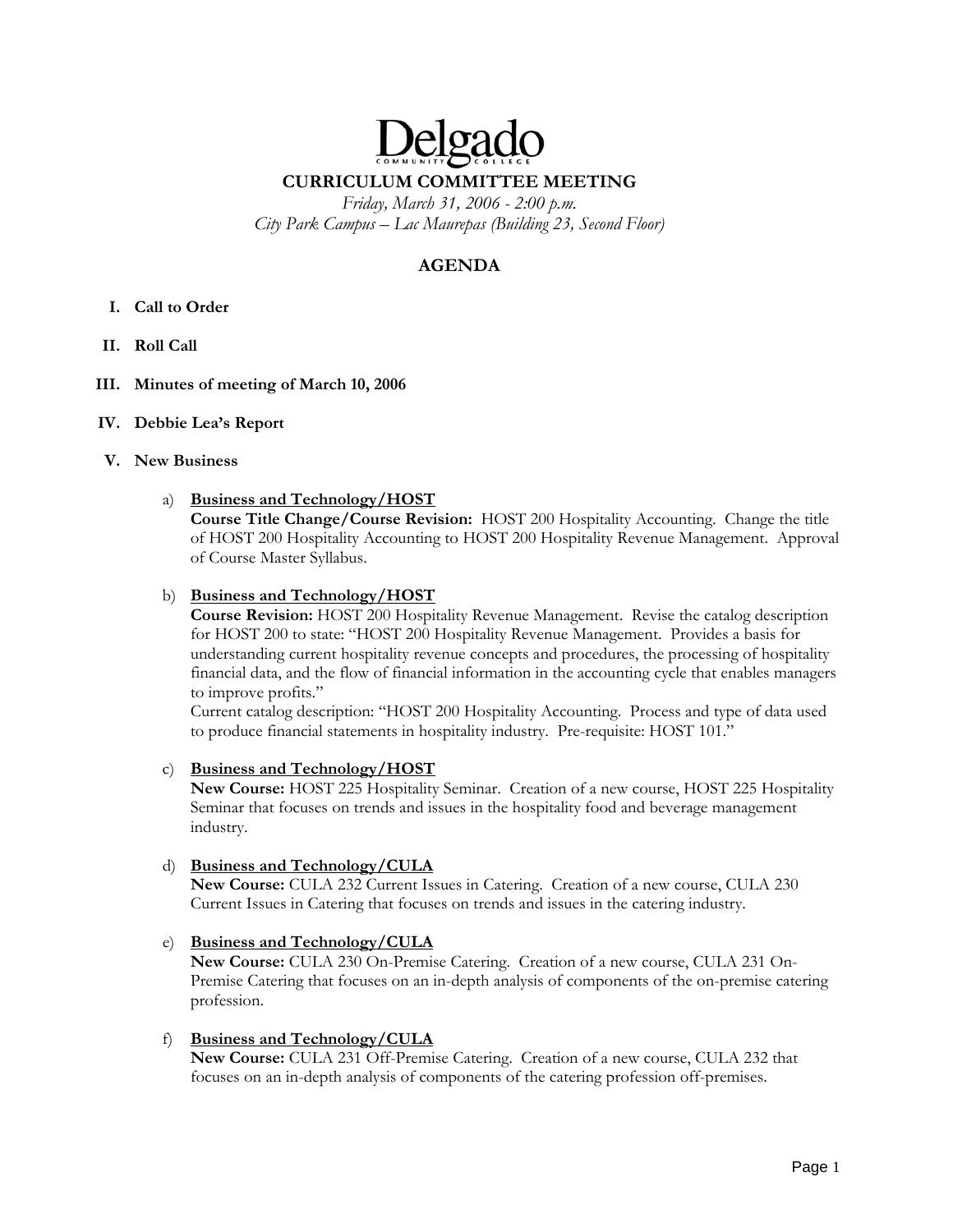# Delgado

COMMUNITY COLLEGE

## CURRICULUM COMMITTEE MEETING

*Friday, March 31, 2006 - 2:00 p.m.*
*City Park Campus – Lac Maurepas (Building 23, Second Floor)*

## AGENDA

I. **Call to Order**

II. **Roll Call**

III. **Minutes of meeting of March 10, 2006**

IV. **Debbie Lea's Report**

V. **New Business**

a) **Business and Technology/HOST**
**Course Title Change/Course Revision:** HOST 200 Hospitality Accounting. Change the title of HOST 200 Hospitality Accounting to HOST 200 Hospitality Revenue Management. Approval of Course Master Syllabus.

b) **Business and Technology/HOST**
**Course Revision:** HOST 200 Hospitality Revenue Management. Revise the catalog description for HOST 200 to state: "HOST 200 Hospitality Revenue Management. Provides a basis for understanding current hospitality revenue concepts and procedures, the processing of hospitality financial data, and the flow of financial information in the accounting cycle that enables managers to improve profits."
Current catalog description: "HOST 200 Hospitality Accounting. Process and type of data used to produce financial statements in hospitality industry. Pre-requisite: HOST 101."

c) **Business and Technology/HOST**
**New Course:** HOST 225 Hospitality Seminar. Creation of a new course, HOST 225 Hospitality Seminar that focuses on trends and issues in the hospitality food and beverage management industry.

d) **Business and Technology/CULA**
**New Course:** CULA 232 Current Issues in Catering. Creation of a new course, CULA 230 Current Issues in Catering that focuses on trends and issues in the catering industry.

e) **Business and Technology/CULA**
**New Course:** CULA 230 On-Premise Catering. Creation of a new course, CULA 231 On-Premise Catering that focuses on an in-depth analysis of components of the on-premise catering profession.

f) **Business and Technology/CULA**
**New Course:** CULA 231 Off-Premise Catering. Creation of a new course, CULA 232 that focuses on an in-depth analysis of components of the catering profession off-premises.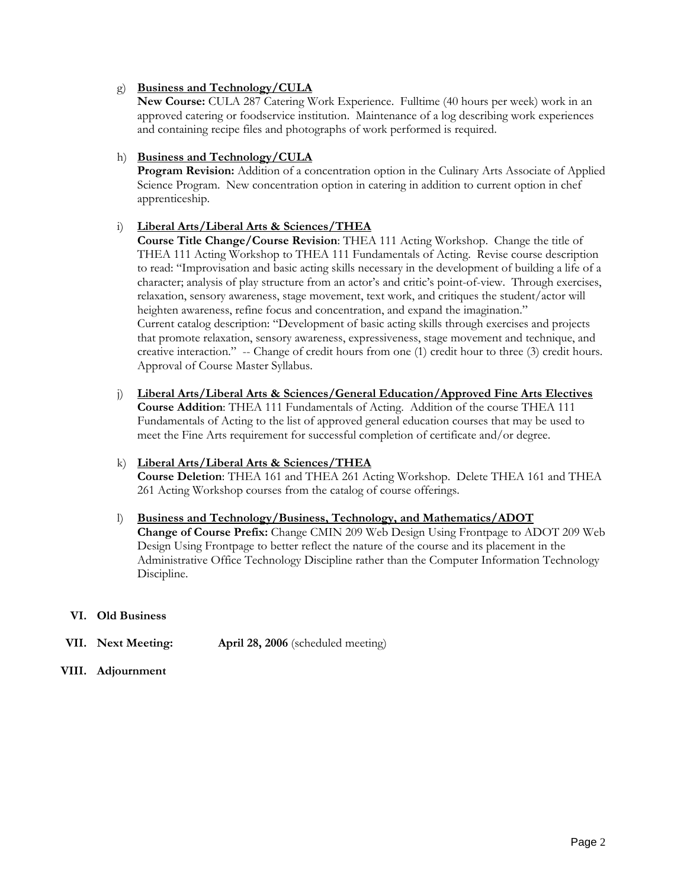g) **Business and Technology/CULA**
**New Course:** CULA 287 Catering Work Experience. Fulltime (40 hours per week) work in an approved catering or foodservice institution. Maintenance of a log describing work experiences and containing recipe files and photographs of work performed is required.

h) **Business and Technology/CULA**
**Program Revision:** Addition of a concentration option in the Culinary Arts Associate of Applied Science Program. New concentration option in catering in addition to current option in chef apprenticeship.

i) **Liberal Arts/Liberal Arts & Sciences/THEA**
**Course Title Change/Course Revision**: THEA 111 Acting Workshop. Change the title of THEA 111 Acting Workshop to THEA 111 Fundamentals of Acting. Revise course description to read: "Improvisation and basic acting skills necessary in the development of building a life of a character; analysis of play structure from an actor's and critic's point-of-view. Through exercises, relaxation, sensory awareness, stage movement, text work, and critiques the student/actor will heighten awareness, refine focus and concentration, and expand the imagination."
Current catalog description: "Development of basic acting skills through exercises and projects that promote relaxation, sensory awareness, expressiveness, stage movement and technique, and creative interaction." -- Change of credit hours from one (1) credit hour to three (3) credit hours. Approval of Course Master Syllabus.

j) **Liberal Arts/Liberal Arts & Sciences/General Education/Approved Fine Arts Electives**
**Course Addition**: THEA 111 Fundamentals of Acting. Addition of the course THEA 111 Fundamentals of Acting to the list of approved general education courses that may be used to meet the Fine Arts requirement for successful completion of certificate and/or degree.

k) **Liberal Arts/Liberal Arts & Sciences/THEA**
**Course Deletion**: THEA 161 and THEA 261 Acting Workshop. Delete THEA 161 and THEA 261 Acting Workshop courses from the catalog of course offerings.

l) **Business and Technology/Business, Technology, and Mathematics/ADOT**
**Change of Course Prefix:** Change CMIN 209 Web Design Using Frontpage to ADOT 209 Web Design Using Frontpage to better reflect the nature of the course and its placement in the Administrative Office Technology Discipline rather than the Computer Information Technology Discipline.

**VI. Old Business**

**VII. Next Meeting:** **April 28, 2006** (scheduled meeting)

**VIII. Adjournment**